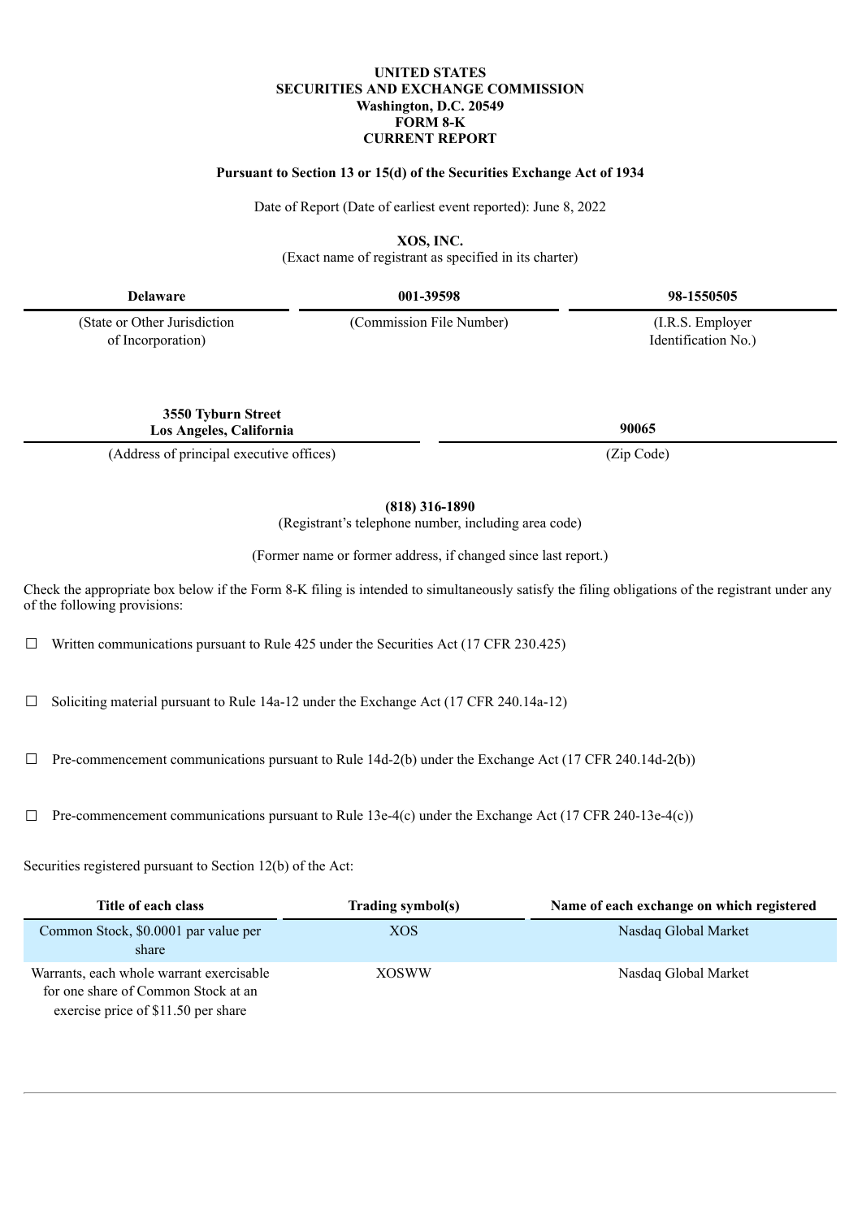**UNITED STATES**
**SECURITIES AND EXCHANGE COMMISSION**
**Washington, D.C. 20549**
**FORM 8-K**
**CURRENT REPORT**

**Pursuant to Section 13 or 15(d) of the Securities Exchange Act of 1934**

Date of Report (Date of earliest event reported): June 8, 2022

**XOS, INC.**
(Exact name of registrant as specified in its charter)

| **Delaware** | **001-39598** | **98-1550505** |
|---|---|---|
| (State or Other Jurisdiction of Incorporation) | (Commission File Number) | (I.R.S. Employer Identification No.) |

| **3550 Tyburn Street Los Angeles, California** | **90065** |
|---|---|
| (Address of principal executive offices) | (Zip Code) |

**(818) 316-1890**
(Registrant's telephone number, including area code)

(Former name or former address, if changed since last report.)

Check the appropriate box below if the Form 8-K filing is intended to simultaneously satisfy the filing obligations of the registrant under any of the following provisions:

☐ Written communications pursuant to Rule 425 under the Securities Act (17 CFR 230.425)

☐ Soliciting material pursuant to Rule 14a-12 under the Exchange Act (17 CFR 240.14a-12)

☐ Pre-commencement communications pursuant to Rule 14d-2(b) under the Exchange Act (17 CFR 240.14d-2(b))

☐ Pre-commencement communications pursuant to Rule 13e-4(c) under the Exchange Act (17 CFR 240-13e-4(c))

Securities registered pursuant to Section 12(b) of the Act:

| Title of each class | Trading symbol(s) | Name of each exchange on which registered |
|---|---|---|
| Common Stock, $0.0001 par value per share | XOS | Nasdaq Global Market |
| Warrants, each whole warrant exercisable for one share of Common Stock at an exercise price of $11.50 per share | XOSWW | Nasdaq Global Market |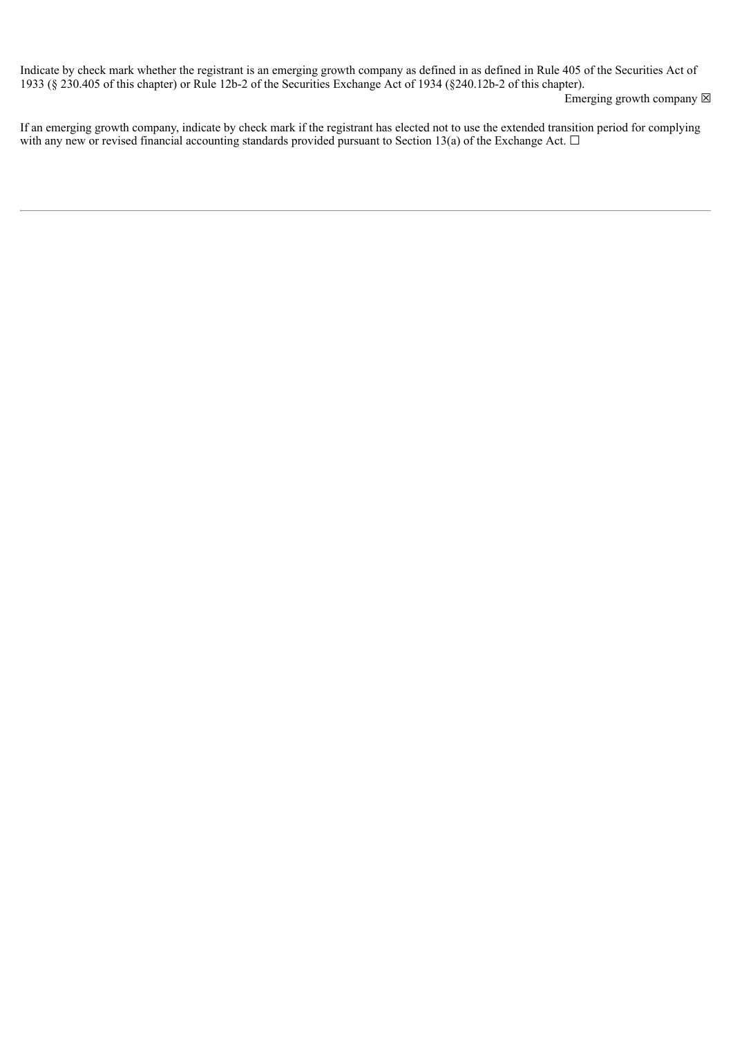Indicate by check mark whether the registrant is an emerging growth company as defined in as defined in Rule 405 of the Securities Act of 1933 (§ 230.405 of this chapter) or Rule 12b-2 of the Securities Exchange Act of 1934 (§240.12b-2 of this chapter).

Emerging growth company ☒

If an emerging growth company, indicate by check mark if the registrant has elected not to use the extended transition period for complying with any new or revised financial accounting standards provided pursuant to Section 13(a) of the Exchange Act. ☐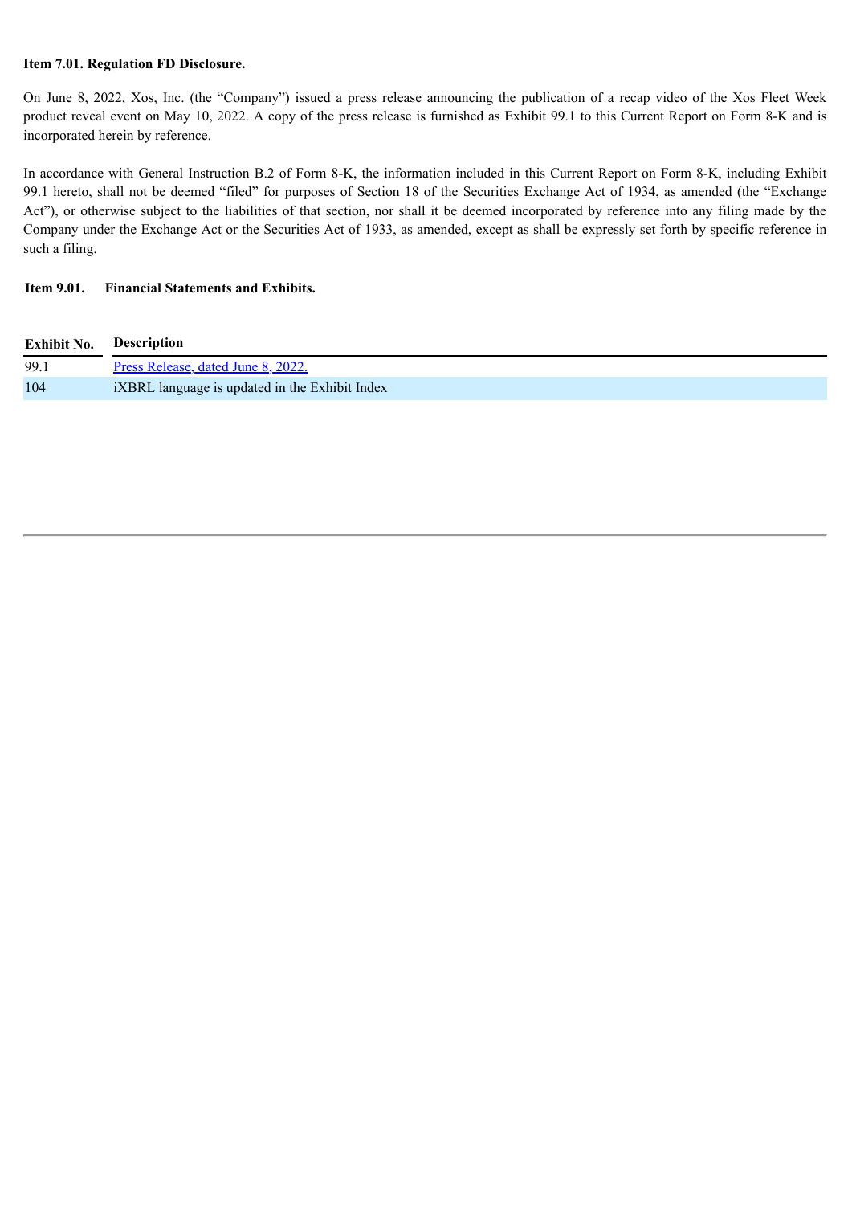**Item 7.01. Regulation FD Disclosure.**

On June 8, 2022, Xos, Inc. (the "Company") issued a press release announcing the publication of a recap video of the Xos Fleet Week product reveal event on May 10, 2022. A copy of the press release is furnished as Exhibit 99.1 to this Current Report on Form 8-K and is incorporated herein by reference.

In accordance with General Instruction B.2 of Form 8-K, the information included in this Current Report on Form 8-K, including Exhibit 99.1 hereto, shall not be deemed "filed" for purposes of Section 18 of the Securities Exchange Act of 1934, as amended (the "Exchange Act"), or otherwise subject to the liabilities of that section, nor shall it be deemed incorporated by reference into any filing made by the Company under the Exchange Act or the Securities Act of 1933, as amended, except as shall be expressly set forth by specific reference in such a filing.

**Item 9.01. Financial Statements and Exhibits.**

| Exhibit No. | Description |
|---|---|
| 99.1 | Press Release, dated June 8, 2022. |
| 104 | iXBRL language is updated in the Exhibit Index |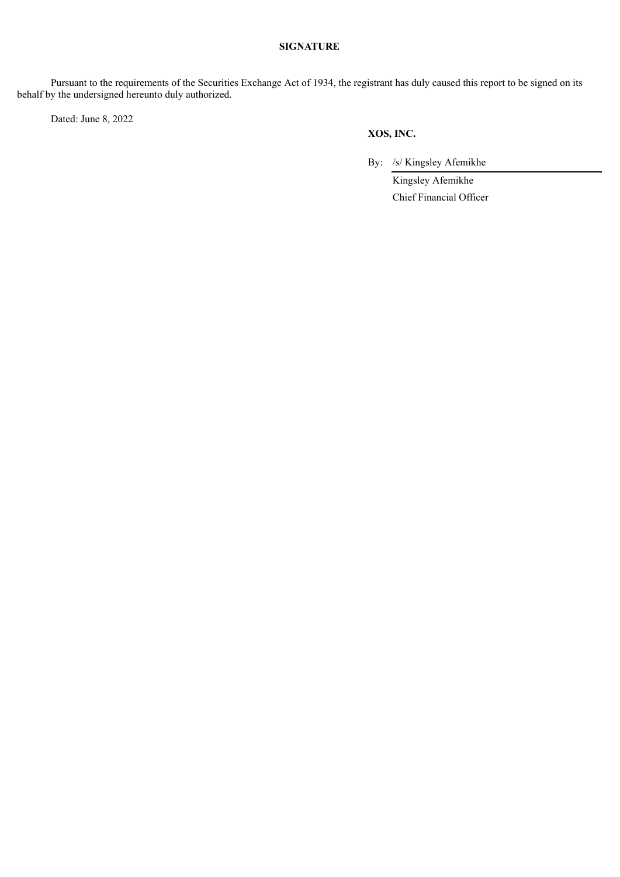**SIGNATURE**

Pursuant to the requirements of the Securities Exchange Act of 1934, the registrant has duly caused this report to be signed on its behalf by the undersigned hereunto duly authorized.

Dated: June 8, 2022

**XOS, INC.**

By: /s/ Kingsley Afemikhe

Kingsley Afemikhe

Chief Financial Officer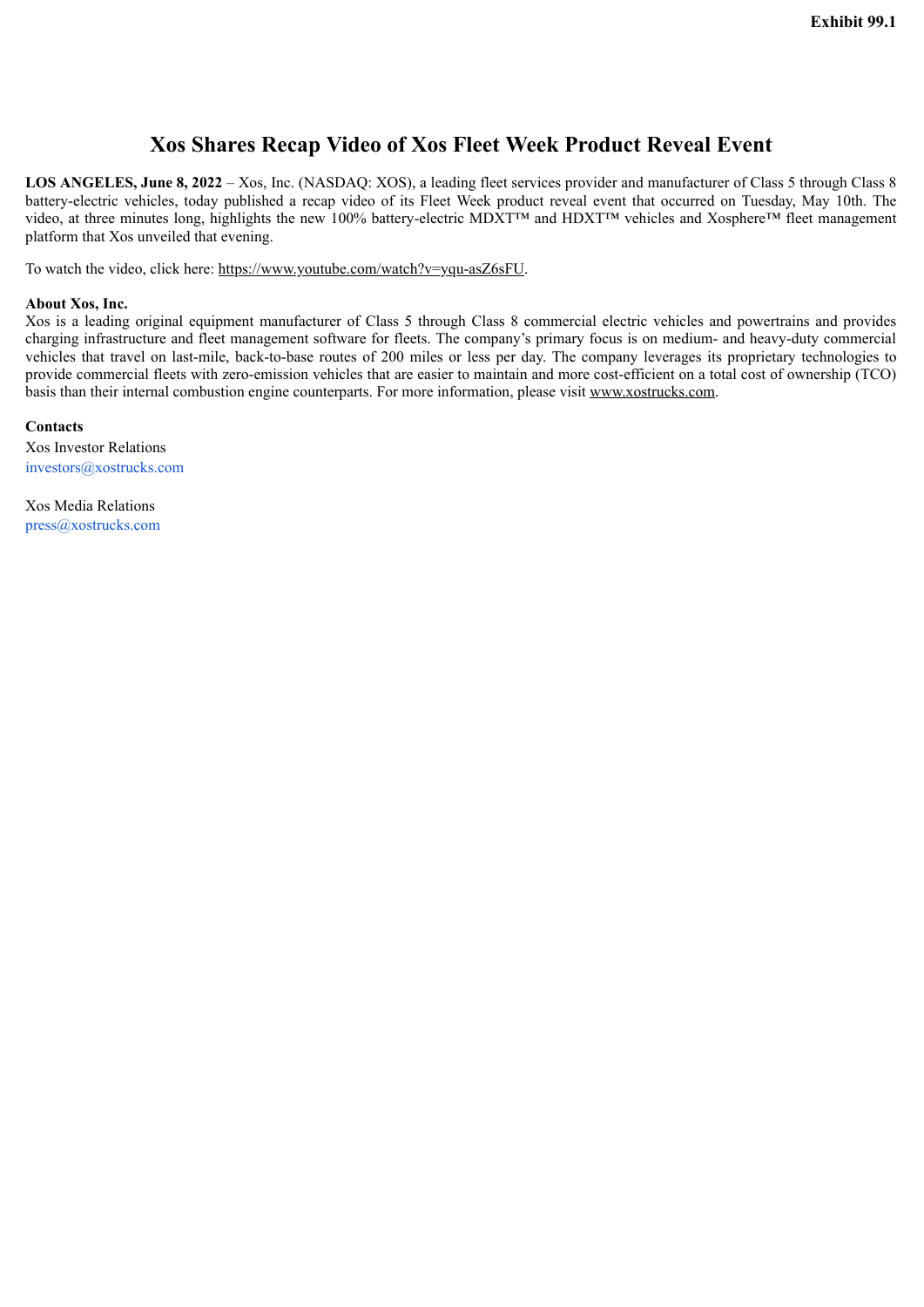Exhibit 99.1

# Xos Shares Recap Video of Xos Fleet Week Product Reveal Event

**LOS ANGELES, June 8, 2022** – Xos, Inc. (NASDAQ: XOS), a leading fleet services provider and manufacturer of Class 5 through Class 8 battery-electric vehicles, today published a recap video of its Fleet Week product reveal event that occurred on Tuesday, May 10th. The video, at three minutes long, highlights the new 100% battery-electric MDXT™ and HDXT™ vehicles and Xosphere™ fleet management platform that Xos unveiled that evening.

To watch the video, click here: https://www.youtube.com/watch?v=yqu-asZ6sFU.

**About Xos, Inc.**

Xos is a leading original equipment manufacturer of Class 5 through Class 8 commercial electric vehicles and powertrains and provides charging infrastructure and fleet management software for fleets. The company's primary focus is on medium- and heavy-duty commercial vehicles that travel on last-mile, back-to-base routes of 200 miles or less per day. The company leverages its proprietary technologies to provide commercial fleets with zero-emission vehicles that are easier to maintain and more cost-efficient on a total cost of ownership (TCO) basis than their internal combustion engine counterparts. For more information, please visit www.xostrucks.com.

**Contacts**

Xos Investor Relations
investors@xostrucks.com

Xos Media Relations
press@xostrucks.com